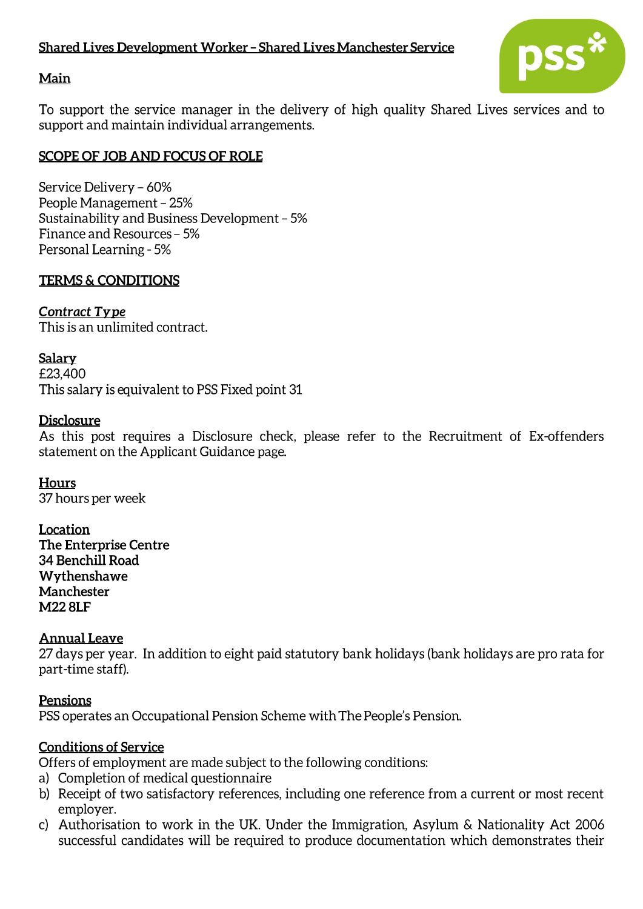## Shared Lives Development Worker – Shared Lives Manchester Service

### Main

To support the service manager in the delivery of high quality Shared Lives services and to support and maintain individual arrangements.

### SCOPE OF JOB AND FOCUS OF ROLE

Service Delivery – 60%
People Management – 25%
Sustainability and Business Development – 5%
Finance and Resources – 5%
Personal Learning - 5%

### TERMS & CONDITIONS

***Contract Type***
This is an unlimited contract.

**Salary**
£23,400
This salary is equivalent to PSS Fixed point 31

**Disclosure**
As this post requires a Disclosure check, please refer to the Recruitment of Ex-offenders statement on the Applicant Guidance page.

**Hours**
37 hours per week

**Location**
**The Enterprise Centre**
**34 Benchill Road**
**Wythenshawe**
**Manchester**
**M22 8LF**

**Annual Leave**
27 days per year. In addition to eight paid statutory bank holidays (bank holidays are pro rata for part-time staff).

**Pensions**
PSS operates an Occupational Pension Scheme with The People's Pension.

**Conditions of Service**
Offers of employment are made subject to the following conditions:

a) Completion of medical questionnaire
b) Receipt of two satisfactory references, including one reference from a current or most recent employer.
c) Authorisation to work in the UK. Under the Immigration, Asylum & Nationality Act 2006 successful candidates will be required to produce documentation which demonstrates their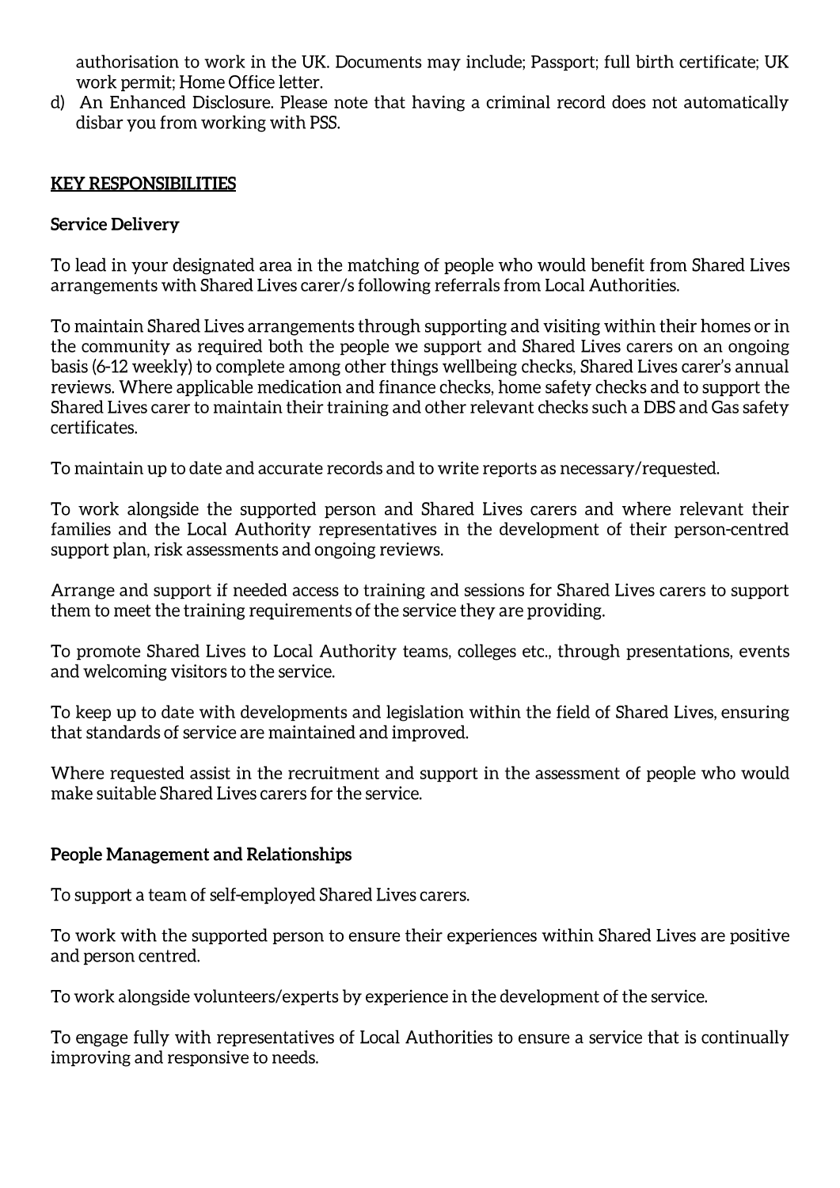authorisation to work in the UK. Documents may include; Passport; full birth certificate; UK work permit; Home Office letter.

d) An Enhanced Disclosure. Please note that having a criminal record does not automatically disbar you from working with PSS.

## KEY RESPONSIBILITIES

### Service Delivery

To lead in your designated area in the matching of people who would benefit from Shared Lives arrangements with Shared Lives carer/s following referrals from Local Authorities.

To maintain Shared Lives arrangements through supporting and visiting within their homes or in the community as required both the people we support and Shared Lives carers on an ongoing basis (6-12 weekly) to complete among other things wellbeing checks, Shared Lives carer's annual reviews. Where applicable medication and finance checks, home safety checks and to support the Shared Lives carer to maintain their training and other relevant checks such a DBS and Gas safety certificates.

To maintain up to date and accurate records and to write reports as necessary/requested.

To work alongside the supported person and Shared Lives carers and where relevant their families and the Local Authority representatives in the development of their person-centred support plan, risk assessments and ongoing reviews.

Arrange and support if needed access to training and sessions for Shared Lives carers to support them to meet the training requirements of the service they are providing.

To promote Shared Lives to Local Authority teams, colleges etc., through presentations, events and welcoming visitors to the service.

To keep up to date with developments and legislation within the field of Shared Lives, ensuring that standards of service are maintained and improved.

Where requested assist in the recruitment and support in the assessment of people who would make suitable Shared Lives carers for the service.

### People Management and Relationships

To support a team of self-employed Shared Lives carers.

To work with the supported person to ensure their experiences within Shared Lives are positive and person centred.

To work alongside volunteers/experts by experience in the development of the service.

To engage fully with representatives of Local Authorities to ensure a service that is continually improving and responsive to needs.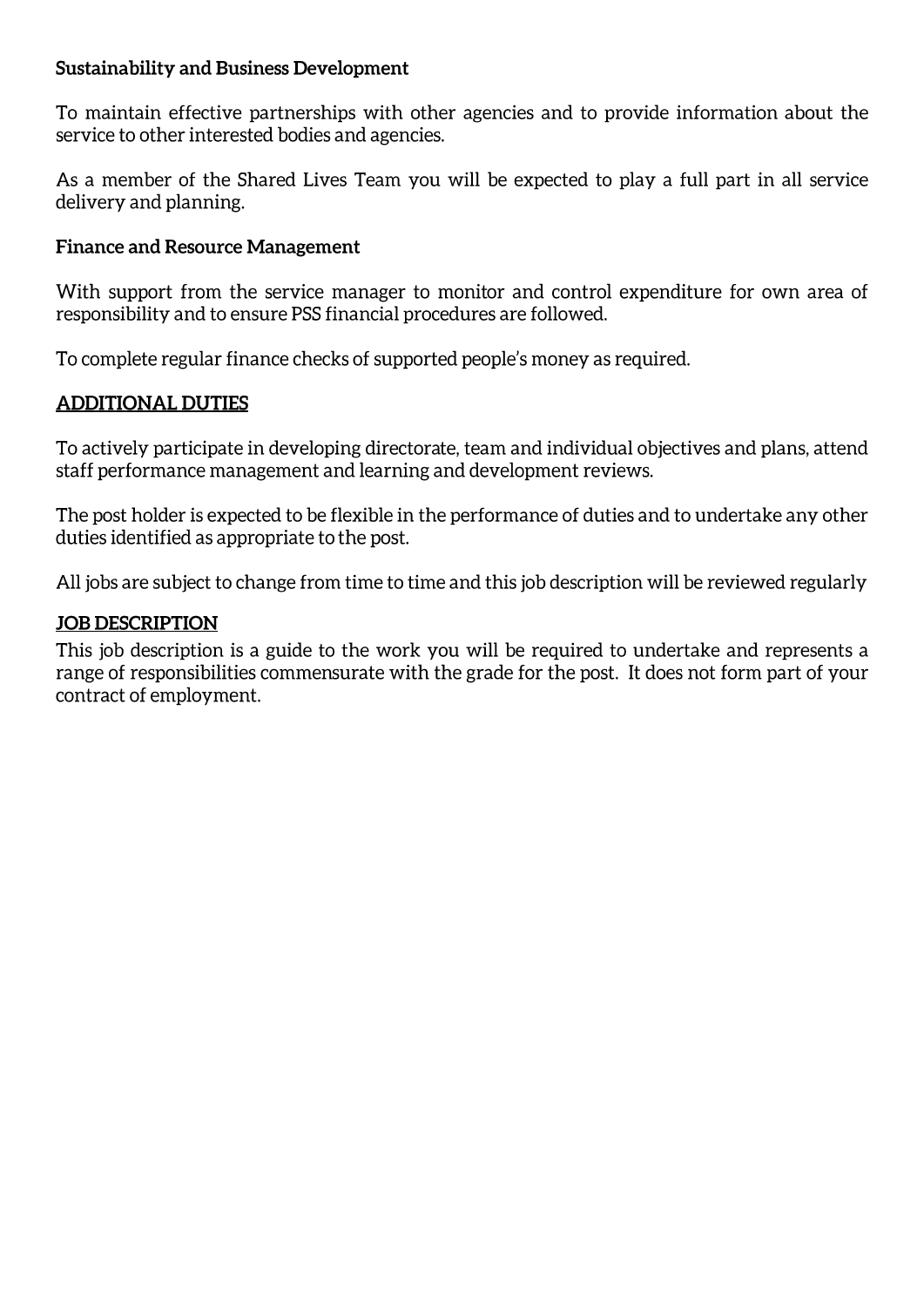**Sustainability and Business Development**

To maintain effective partnerships with other agencies and to provide information about the service to other interested bodies and agencies.

As a member of the Shared Lives Team you will be expected to play a full part in all service delivery and planning.

**Finance and Resource Management**

With support from the service manager to monitor and control expenditure for own area of responsibility and to ensure PSS financial procedures are followed.

To complete regular finance checks of supported people's money as required.

## ADDITIONAL DUTIES

To actively participate in developing directorate, team and individual objectives and plans, attend staff performance management and learning and development reviews.

The post holder is expected to be flexible in the performance of duties and to undertake any other duties identified as appropriate to the post.

All jobs are subject to change from time to time and this job description will be reviewed regularly

## JOB DESCRIPTION

This job description is a guide to the work you will be required to undertake and represents a range of responsibilities commensurate with the grade for the post. It does not form part of your contract of employment.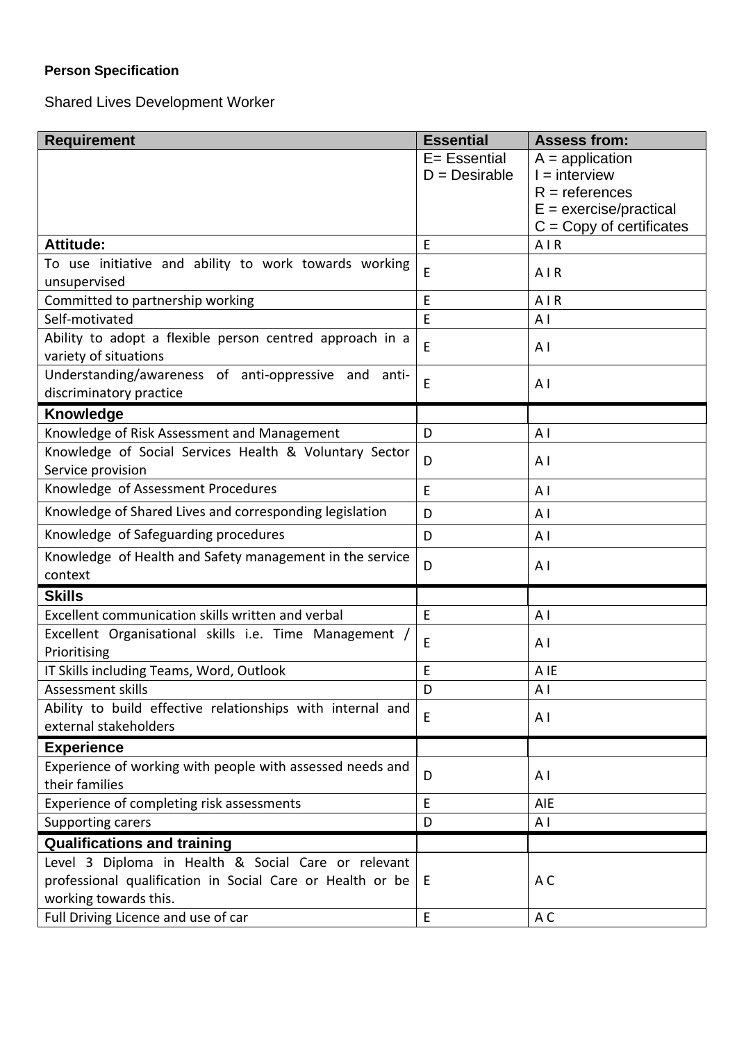**Person Specification**

Shared Lives Development Worker

| Requirement | Essential | Assess from: |
|---|---|---|
| | E= Essential<br>D = Desirable | A = application<br>I = interview<br>R = references<br>E = exercise/practical<br>C = Copy of certificates |
| **Attitude:** | E | A I R |
| To use initiative and ability to work towards working unsupervised | E | A I R |
| Committed to partnership working | E | A I R |
| Self-motivated | E | A I |
| Ability to adopt a flexible person centred approach in a variety of situations | E | A I |
| Understanding/awareness of anti-oppressive and anti-discriminatory practice | E | A I |
| **Knowledge** | | |
| Knowledge of Risk Assessment and Management | D | A I |
| Knowledge of Social Services Health & Voluntary Sector Service provision | D | A I |
| Knowledge of Assessment Procedures | E | A I |
| Knowledge of Shared Lives and corresponding legislation | D | A I |
| Knowledge of Safeguarding procedures | D | A I |
| Knowledge of Health and Safety management in the service context | D | A I |
| **Skills** | | |
| Excellent communication skills written and verbal | E | A I |
| Excellent Organisational skills i.e. Time Management / Prioritising | E | A I |
| IT Skills including Teams, Word, Outlook | E | A IE |
| Assessment skills | D | A I |
| Ability to build effective relationships with internal and external stakeholders | E | A I |
| **Experience** | | |
| Experience of working with people with assessed needs and their families | D | A I |
| Experience of completing risk assessments | E | AIE |
| Supporting carers | D | A I |
| **Qualifications and training** | | |
| Level 3 Diploma in Health & Social Care or relevant professional qualification in Social Care or Health or be working towards this. | E | A C |
| Full Driving Licence and use of car | E | A C |